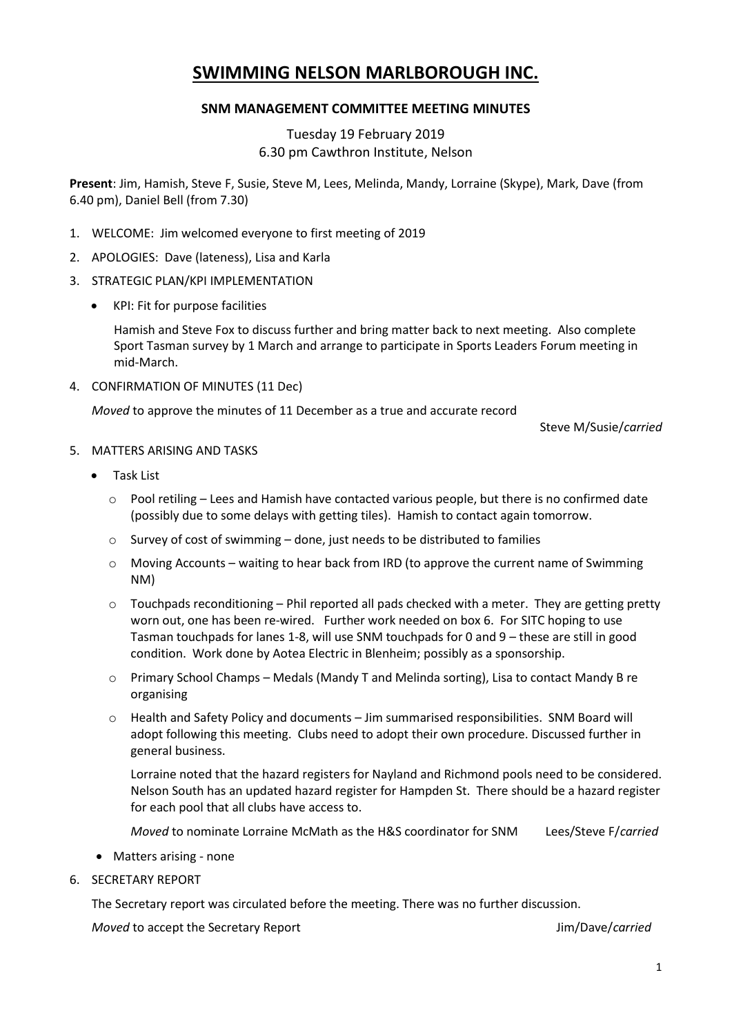# SWIMMING NELSON MARLBOROUGH INC.

## SNM MANAGEMENT COMMITTEE MEETING MINUTES

Tuesday 19 February 2019
6.30 pm Cawthron Institute, Nelson

**Present**: Jim, Hamish, Steve F, Susie, Steve M, Lees, Melinda, Mandy, Lorraine (Skype), Mark, Dave (from 6.40 pm), Daniel Bell (from 7.30)

1. WELCOME: Jim welcomed everyone to first meeting of 2019
2. APOLOGIES: Dave (lateness), Lisa and Karla
3. STRATEGIC PLAN/KPI IMPLEMENTATION
   - KPI: Fit for purpose facilities

     Hamish and Steve Fox to discuss further and bring matter back to next meeting. Also complete Sport Tasman survey by 1 March and arrange to participate in Sports Leaders Forum meeting in mid-March.
4. CONFIRMATION OF MINUTES (11 Dec)

   *Moved* to approve the minutes of 11 December as a true and accurate record

   Steve M/Susie/*carried*
5. MATTERS ARISING AND TASKS
   - Task List
     - Pool retiling – Lees and Hamish have contacted various people, but there is no confirmed date (possibly due to some delays with getting tiles). Hamish to contact again tomorrow.
     - Survey of cost of swimming – done, just needs to be distributed to families
     - Moving Accounts – waiting to hear back from IRD (to approve the current name of Swimming NM)
     - Touchpads reconditioning – Phil reported all pads checked with a meter. They are getting pretty worn out, one has been re-wired. Further work needed on box 6. For SITC hoping to use Tasman touchpads for lanes 1-8, will use SNM touchpads for 0 and 9 – these are still in good condition. Work done by Aotea Electric in Blenheim; possibly as a sponsorship.
     - Primary School Champs – Medals (Mandy T and Melinda sorting), Lisa to contact Mandy B re organising
     - Health and Safety Policy and documents – Jim summarised responsibilities. SNM Board will adopt following this meeting. Clubs need to adopt their own procedure. Discussed further in general business.

       Lorraine noted that the hazard registers for Nayland and Richmond pools need to be considered. Nelson South has an updated hazard register for Hampden St. There should be a hazard register for each pool that all clubs have access to.

       *Moved* to nominate Lorraine McMath as the H&S coordinator for SNM Lees/Steve F/*carried*
   - Matters arising - none
6. SECRETARY REPORT

   The Secretary report was circulated before the meeting. There was no further discussion.

   *Moved* to accept the Secretary Report Jim/Dave/*carried*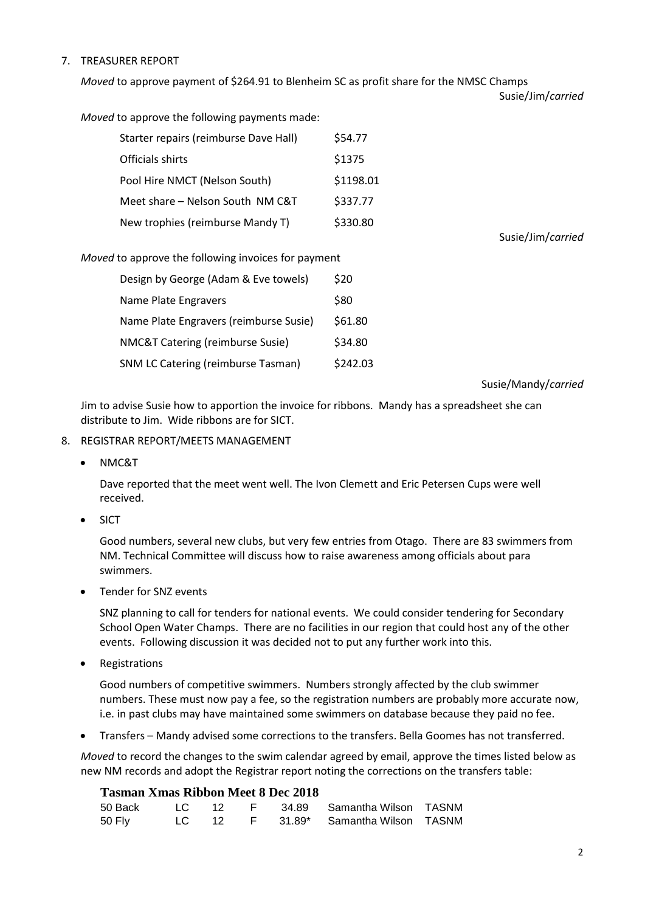7. TREASURER REPORT

*Moved* to approve payment of $264.91 to Blenheim SC as profit share for the NMSC Champs

Susie/Jim/*carried*

*Moved* to approve the following payments made:

| | |
|---|---|
| Starter repairs (reimburse Dave Hall) | $54.77 |
| Officials shirts | $1375 |
| Pool Hire NMCT (Nelson South) | $1198.01 |
| Meet share – Nelson South NM C&T | $337.77 |
| New trophies (reimburse Mandy T) | $330.80 |

Susie/Jim/*carried*

*Moved* to approve the following invoices for payment

| | |
|---|---|
| Design by George (Adam & Eve towels) | $20 |
| Name Plate Engravers | $80 |
| Name Plate Engravers (reimburse Susie) | $61.80 |
| NMC&T Catering (reimburse Susie) | $34.80 |
| SNM LC Catering (reimburse Tasman) | $242.03 |

Susie/Mandy/*carried*

Jim to advise Susie how to apportion the invoice for ribbons. Mandy has a spreadsheet she can distribute to Jim. Wide ribbons are for SICT.

8. REGISTRAR REPORT/MEETS MANAGEMENT

- NMC&T

  Dave reported that the meet went well. The Ivon Clemett and Eric Petersen Cups were well received.

- SICT

  Good numbers, several new clubs, but very few entries from Otago. There are 83 swimmers from NM. Technical Committee will discuss how to raise awareness among officials about para swimmers.

- Tender for SNZ events

  SNZ planning to call for tenders for national events. We could consider tendering for Secondary School Open Water Champs. There are no facilities in our region that could host any of the other events. Following discussion it was decided not to put any further work into this.

- Registrations

  Good numbers of competitive swimmers. Numbers strongly affected by the club swimmer numbers. These must now pay a fee, so the registration numbers are probably more accurate now, i.e. in past clubs may have maintained some swimmers on database because they paid no fee.

- Transfers – Mandy advised some corrections to the transfers. Bella Goomes has not transferred.

*Moved* to record the changes to the swim calendar agreed by email, approve the times listed below as new NM records and adopt the Registrar report noting the corrections on the transfers table:

**Tasman Xmas Ribbon Meet 8 Dec 2018**

| | | | | | | |
|---|---|---|---|---|---|---|
| 50 Back | LC | 12 | F | 34.89 | Samantha Wilson | TASNM |
| 50 Fly | LC | 12 | F | 31.89* | Samantha Wilson | TASNM |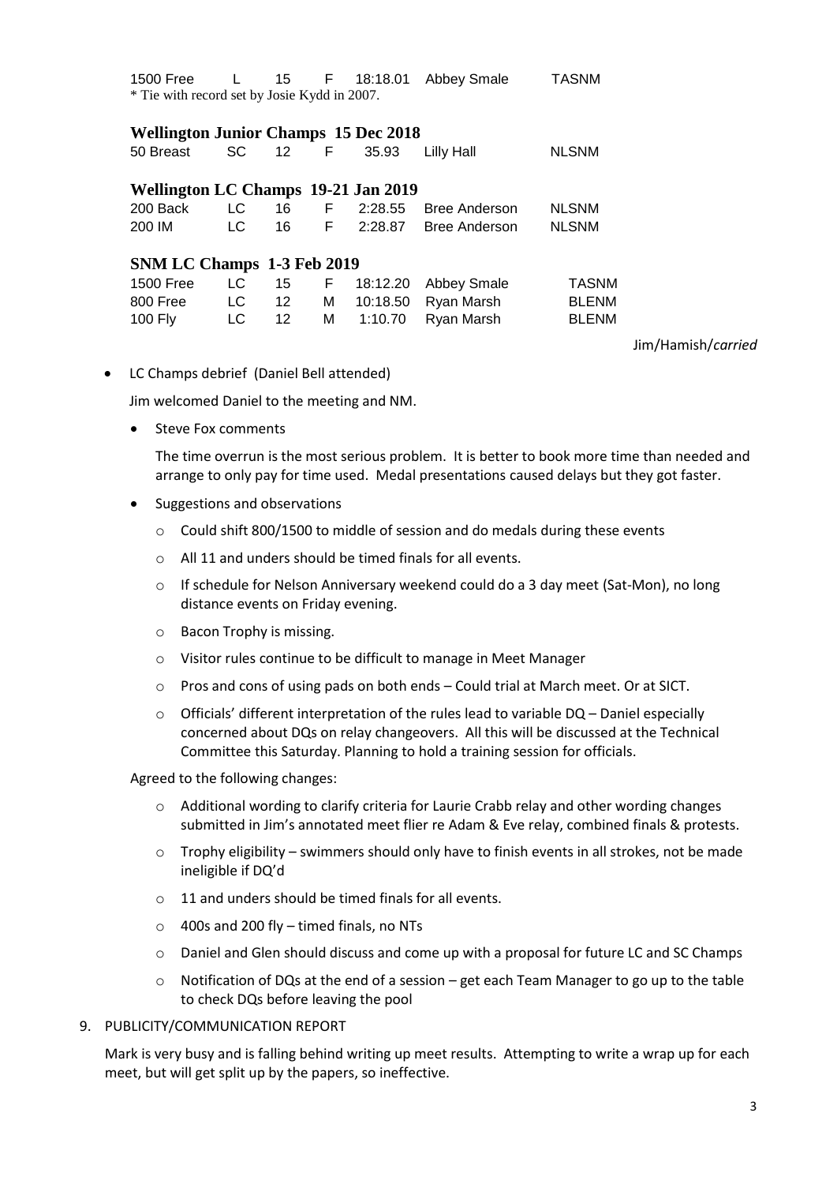| | | | | | | |
|---|---|---|---|---|---|---|
| 1500 Free | L | 15 | F | 18:18.01 | Abbey Smale | TASNM |

* Tie with record set by Josie Kydd in 2007.

**Wellington Junior Champs 15 Dec 2018**

| | | | | | | |
|---|---|---|---|---|---|---|
| 50 Breast | SC | 12 | F | 35.93 | Lilly Hall | NLSNM |

**Wellington LC Champs 19-21 Jan 2019**

| | | | | | | |
|---|---|---|---|---|---|---|
| 200 Back | LC | 16 | F | 2:28.55 | Bree Anderson | NLSNM |
| 200 IM | LC | 16 | F | 2:28.87 | Bree Anderson | NLSNM |

**SNM LC Champs 1-3 Feb 2019**

| | | | | | | |
|---|---|---|---|---|---|---|
| 1500 Free | LC | 15 | F | 18:12.20 | Abbey Smale | TASNM |
| 800 Free | LC | 12 | M | 10:18.50 | Ryan Marsh | BLENM |
| 100 Fly | LC | 12 | M | 1:10.70 | Ryan Marsh | BLENM |

Jim/Hamish/*carried*

- LC Champs debrief (Daniel Bell attended)

  Jim welcomed Daniel to the meeting and NM.

  - Steve Fox comments

    The time overrun is the most serious problem. It is better to book more time than needed and arrange to only pay for time used. Medal presentations caused delays but they got faster.

  - Suggestions and observations
    - Could shift 800/1500 to middle of session and do medals during these events
    - All 11 and unders should be timed finals for all events.
    - If schedule for Nelson Anniversary weekend could do a 3 day meet (Sat-Mon), no long distance events on Friday evening.
    - Bacon Trophy is missing.
    - Visitor rules continue to be difficult to manage in Meet Manager
    - Pros and cons of using pads on both ends – Could trial at March meet. Or at SICT.
    - Officials' different interpretation of the rules lead to variable DQ – Daniel especially concerned about DQs on relay changeovers. All this will be discussed at the Technical Committee this Saturday. Planning to hold a training session for officials.

  Agreed to the following changes:

    - Additional wording to clarify criteria for Laurie Crabb relay and other wording changes submitted in Jim's annotated meet flier re Adam & Eve relay, combined finals & protests.
    - Trophy eligibility – swimmers should only have to finish events in all strokes, not be made ineligible if DQ'd
    - 11 and unders should be timed finals for all events.
    - 400s and 200 fly – timed finals, no NTs
    - Daniel and Glen should discuss and come up with a proposal for future LC and SC Champs
    - Notification of DQs at the end of a session – get each Team Manager to go up to the table to check DQs before leaving the pool

9. PUBLICITY/COMMUNICATION REPORT

   Mark is very busy and is falling behind writing up meet results. Attempting to write a wrap up for each meet, but will get split up by the papers, so ineffective.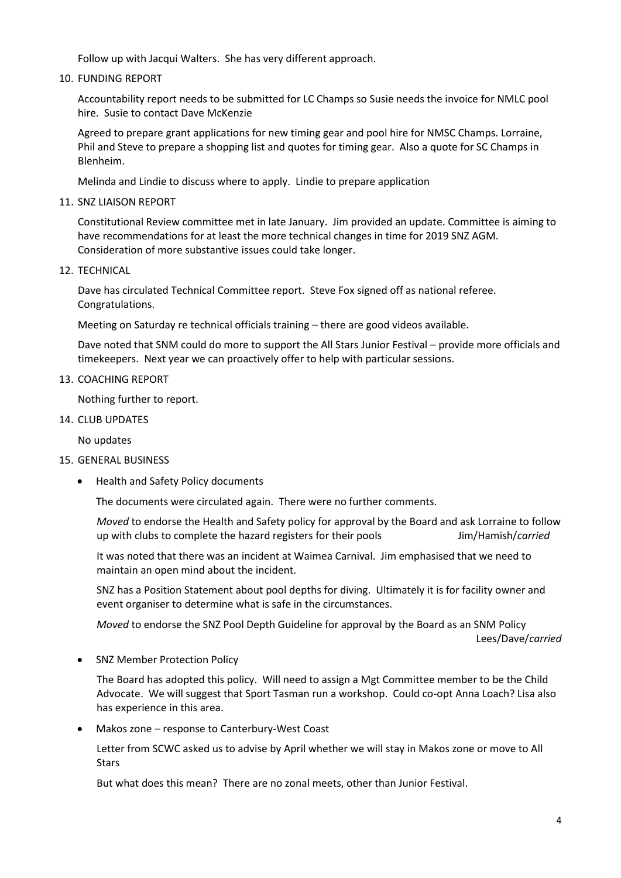Follow up with Jacqui Walters. She has very different approach.

10. FUNDING REPORT

    Accountability report needs to be submitted for LC Champs so Susie needs the invoice for NMLC pool hire. Susie to contact Dave McKenzie

    Agreed to prepare grant applications for new timing gear and pool hire for NMSC Champs. Lorraine, Phil and Steve to prepare a shopping list and quotes for timing gear. Also a quote for SC Champs in Blenheim.

    Melinda and Lindie to discuss where to apply. Lindie to prepare application

11. SNZ LIAISON REPORT

    Constitutional Review committee met in late January. Jim provided an update. Committee is aiming to have recommendations for at least the more technical changes in time for 2019 SNZ AGM. Consideration of more substantive issues could take longer.

12. TECHNICAL

    Dave has circulated Technical Committee report. Steve Fox signed off as national referee. Congratulations.

    Meeting on Saturday re technical officials training – there are good videos available.

    Dave noted that SNM could do more to support the All Stars Junior Festival – provide more officials and timekeepers. Next year we can proactively offer to help with particular sessions.

13. COACHING REPORT

    Nothing further to report.

14. CLUB UPDATES

    No updates

15. GENERAL BUSINESS

    - Health and Safety Policy documents

      The documents were circulated again. There were no further comments.

      *Moved* to endorse the Health and Safety policy for approval by the Board and ask Lorraine to follow up with clubs to complete the hazard registers for their pools Jim/Hamish/*carried*

      It was noted that there was an incident at Waimea Carnival. Jim emphasised that we need to maintain an open mind about the incident.

      SNZ has a Position Statement about pool depths for diving. Ultimately it is for facility owner and event organiser to determine what is safe in the circumstances.

      *Moved* to endorse the SNZ Pool Depth Guideline for approval by the Board as an SNM Policy Lees/Dave/*carried*

    - SNZ Member Protection Policy

      The Board has adopted this policy. Will need to assign a Mgt Committee member to be the Child Advocate. We will suggest that Sport Tasman run a workshop. Could co-opt Anna Loach? Lisa also has experience in this area.

    - Makos zone – response to Canterbury-West Coast

      Letter from SCWC asked us to advise by April whether we will stay in Makos zone or move to All Stars

      But what does this mean? There are no zonal meets, other than Junior Festival.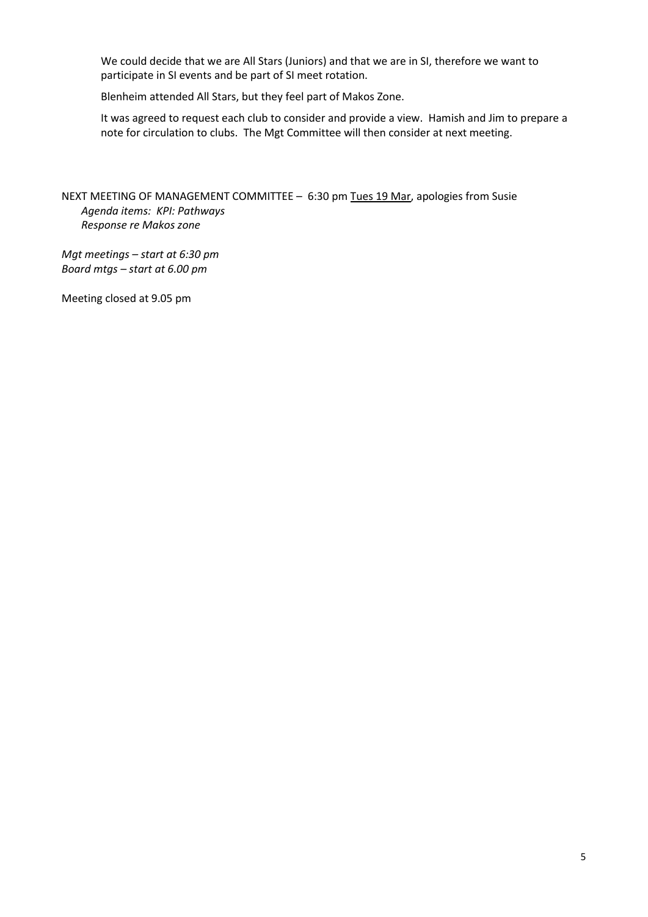We could decide that we are All Stars (Juniors) and that we are in SI, therefore we want to participate in SI events and be part of SI meet rotation.

Blenheim attended All Stars, but they feel part of Makos Zone.

It was agreed to request each club to consider and provide a view. Hamish and Jim to prepare a note for circulation to clubs. The Mgt Committee will then consider at next meeting.

NEXT MEETING OF MANAGEMENT COMMITTEE – 6:30 pm <u>Tues 19 Mar</u>, apologies from Susie
*Agenda items: KPI: Pathways*
*Response re Makos zone*

*Mgt meetings – start at 6:30 pm*
*Board mtgs – start at 6.00 pm*

Meeting closed at 9.05 pm